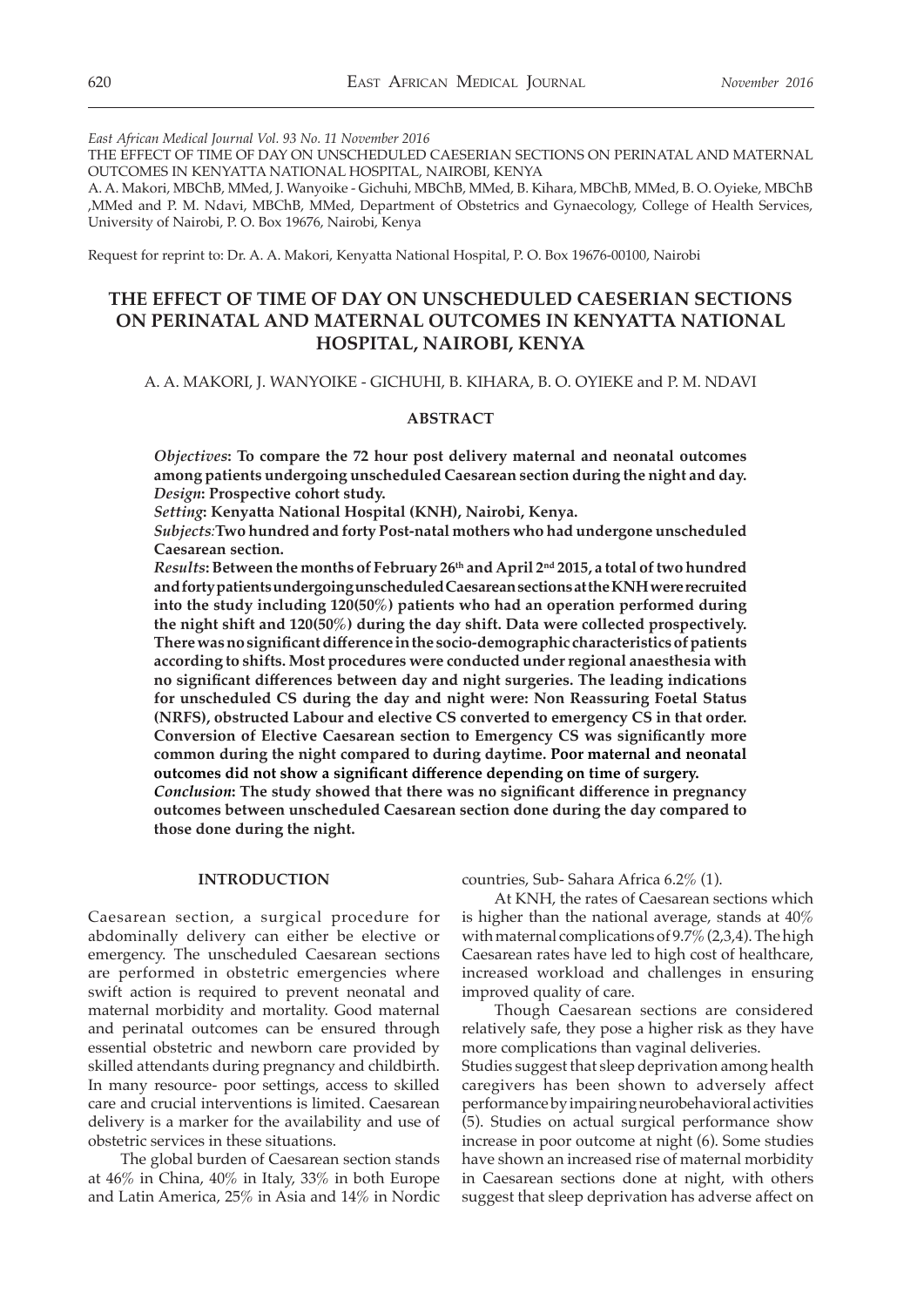*East African Medical Journal Vol. 93 No. 11 November 2016*

THE EFFECT OF TIME OF DAY ON UNSCHEDULED CAESERIAN SECTIONS ON PERINATAL AND MATERNAL OUTCOMES IN KENYATTA NATIONAL HOSPITAL, NAIROBI, KENYA

A. A. Makori, MBChB, MMed, J. Wanyoike - Gichuhi, MBChB, MMed, B. Kihara, MBChB, MMed, B. O. Oyieke, MBChB ,MMed and P. M. Ndavi, MBChB, MMed, Department of Obstetrics and Gynaecology, College of Health Services, University of Nairobi, P. O. Box 19676, Nairobi, Kenya

Request for reprint to: Dr. A. A. Makori, Kenyatta National Hospital, P. O. Box 19676-00100, Nairobi

# THE EFFECT OF TIME OF DAY ON UNSCHEDULED CAESERIAN SECTIONS ON PERINATAL AND MATERNAL OUTCOMES IN KENYATTA NATIONAL HOSPITAL, NAIROBI, KENYA

A. A. MAKORI, J. WANYOIKE - GICHUHI, B. KIHARA, B. O. OYIEKE and P. M. NDAVI

## ABSTRACT

***Objectives*: To compare the 72 hour post delivery maternal and neonatal outcomes among patients undergoing unscheduled Caesarean section during the night and day.**

***Design*: Prospective cohort study.**

***Setting*: Kenyatta National Hospital (KNH), Nairobi, Kenya.**

***Subjects*: Two hundred and forty Post-natal mothers who had undergone unscheduled Caesarean section.**

***Results*: Between the months of February 26th and April 2nd 2015, a total of two hundred and forty patients undergoing unscheduled Caesarean sections at the KNH were recruited into the study including 120(50%) patients who had an operation performed during the night shift and 120(50%) during the day shift. Data were collected prospectively. There was no significant difference in the socio-demographic characteristics of patients according to shifts. Most procedures were conducted under regional anaesthesia with no significant differences between day and night surgeries. The leading indications for unscheduled CS during the day and night were: Non Reassuring Foetal Status (NRFS), obstructed Labour and elective CS converted to emergency CS in that order. Conversion of Elective Caesarean section to Emergency CS was significantly more common during the night compared to during daytime. Poor maternal and neonatal outcomes did not show a significant difference depending on time of surgery.**

***Conclusion*: The study showed that there was no significant difference in pregnancy outcomes between unscheduled Caesarean section done during the day compared to those done during the night.**

## INTRODUCTION

Caesarean section, a surgical procedure for abdominally delivery can either be elective or emergency. The unscheduled Caesarean sections are performed in obstetric emergencies where swift action is required to prevent neonatal and maternal morbidity and mortality. Good maternal and perinatal outcomes can be ensured through essential obstetric and newborn care provided by skilled attendants during pregnancy and childbirth. In many resource- poor settings, access to skilled care and crucial interventions is limited. Caesarean delivery is a marker for the availability and use of obstetric services in these situations.

The global burden of Caesarean section stands at 46% in China, 40% in Italy, 33% in both Europe and Latin America, 25% in Asia and 14% in Nordic countries, Sub- Sahara Africa 6.2% (1).

At KNH, the rates of Caesarean sections which is higher than the national average, stands at 40% with maternal complications of 9.7% (2,3,4). The high Caesarean rates have led to high cost of healthcare, increased workload and challenges in ensuring improved quality of care.

Though Caesarean sections are considered relatively safe, they pose a higher risk as they have more complications than vaginal deliveries.

Studies suggest that sleep deprivation among health caregivers has been shown to adversely affect performance by impairing neurobehavioral activities (5). Studies on actual surgical performance show increase in poor outcome at night (6). Some studies have shown an increased rise of maternal morbidity in Caesarean sections done at night, with others suggest that sleep deprivation has adverse affect on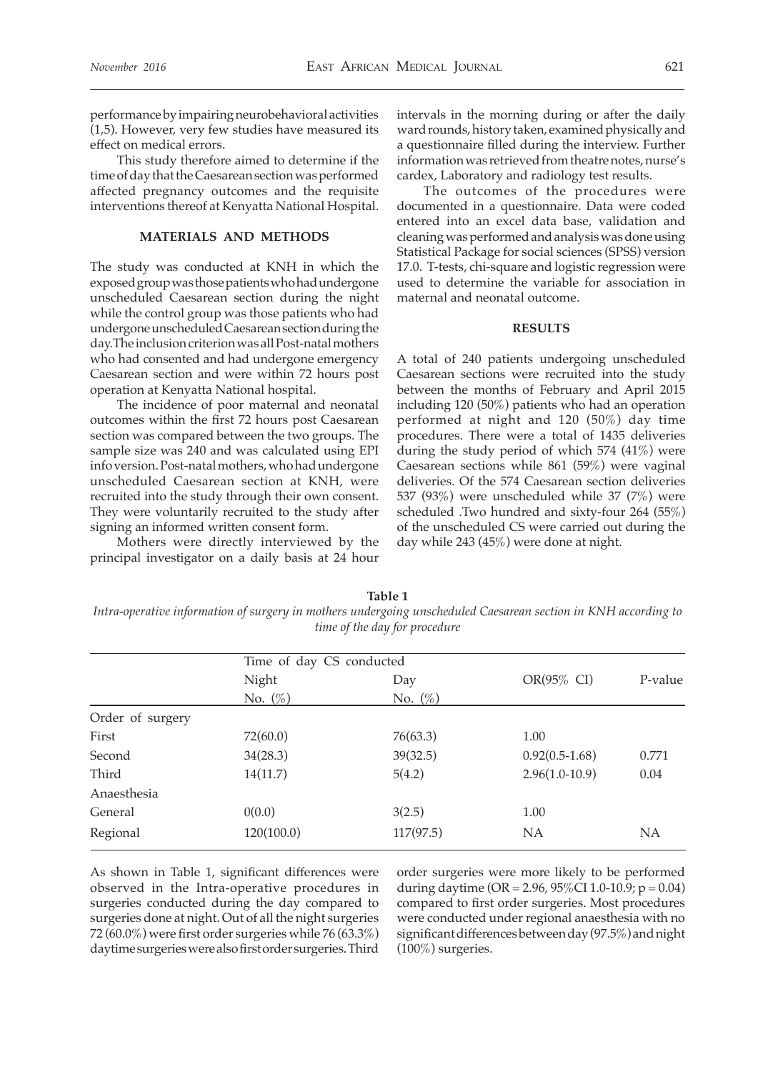performance by impairing neurobehavioral activities (1,5). However, very few studies have measured its effect on medical errors.

This study therefore aimed to determine if the time of day that the Caesarean section was performed affected pregnancy outcomes and the requisite interventions thereof at Kenyatta National Hospital.

## MATERIALS AND METHODS

The study was conducted at KNH in which the exposed group was those patients who had undergone unscheduled Caesarean section during the night while the control group was those patients who had undergone unscheduled Caesarean section during the day. The inclusion criterion was all Post-natal mothers who had consented and had undergone emergency Caesarean section and were within 72 hours post operation at Kenyatta National hospital.

The incidence of poor maternal and neonatal outcomes within the first 72 hours post Caesarean section was compared between the two groups. The sample size was 240 and was calculated using EPI info version. Post-natal mothers, who had undergone unscheduled Caesarean section at KNH, were recruited into the study through their own consent. They were voluntarily recruited to the study after signing an informed written consent form.

Mothers were directly interviewed by the principal investigator on a daily basis at 24 hour intervals in the morning during or after the daily ward rounds, history taken, examined physically and a questionnaire filled during the interview. Further information was retrieved from theatre notes, nurse's cardex, Laboratory and radiology test results.

The outcomes of the procedures were documented in a questionnaire. Data were coded entered into an excel data base, validation and cleaning was performed and analysis was done using Statistical Package for social sciences (SPSS) version 17.0. T-tests, chi-square and logistic regression were used to determine the variable for association in maternal and neonatal outcome.

## RESULTS

A total of 240 patients undergoing unscheduled Caesarean sections were recruited into the study between the months of February and April 2015 including 120 (50%) patients who had an operation performed at night and 120 (50%) day time procedures. There were a total of 1435 deliveries during the study period of which 574 (41%) were Caesarean sections while 861 (59%) were vaginal deliveries. Of the 574 Caesarean section deliveries 537 (93%) were unscheduled while 37 (7%) were scheduled .Two hundred and sixty-four 264 (55%) of the unscheduled CS were carried out during the day while 243 (45%) were done at night.

**Table 1**

*Intra-operative information of surgery in mothers undergoing unscheduled Caesarean section in KNH according to time of the day for procedure*

| | Time of day CS conducted | | | |
|---|---|---|---|---|
| | Night No. (%) | Day No. (%) | OR(95% CI) | P-value |
| Order of surgery | | | | |
| First | 72(60.0) | 76(63.3) | 1.00 | |
| Second | 34(28.3) | 39(32.5) | 0.92(0.5-1.68) | 0.771 |
| Third | 14(11.7) | 5(4.2) | 2.96(1.0-10.9) | 0.04 |
| Anaesthesia | | | | |
| General | 0(0.0) | 3(2.5) | 1.00 | |
| Regional | 120(100.0) | 117(97.5) | NA | NA |

As shown in Table 1, significant differences were observed in the Intra-operative procedures in surgeries conducted during the day compared to surgeries done at night. Out of all the night surgeries 72 (60.0%) were first order surgeries while 76 (63.3%) daytime surgeries were also first order surgeries. Third order surgeries were more likely to be performed during daytime (OR = 2.96, 95%CI 1.0-10.9; p = 0.04) compared to first order surgeries. Most procedures were conducted under regional anaesthesia with no significant differences between day (97.5%) and night (100%) surgeries.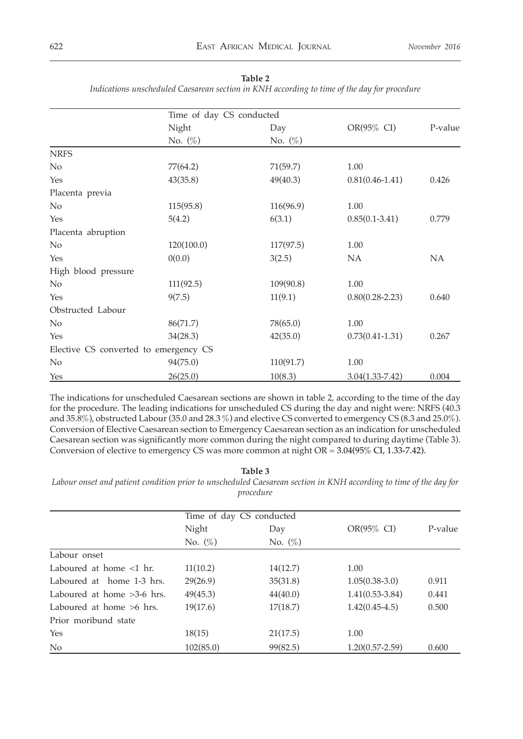**Table 2**

*Indications unscheduled Caesarean section in KNH according to time of the day for procedure*

| | Time of day CS conducted | | | |
|---|---|---|---|---|
| | Night | Day | OR(95% CI) | P-value |
| | No. (%) | No. (%) | | |
| NRFS | | | | |
| No | 77(64.2) | 71(59.7) | 1.00 | |
| Yes | 43(35.8) | 49(40.3) | 0.81(0.46-1.41) | 0.426 |
| Placenta previa | | | | |
| No | 115(95.8) | 116(96.9) | 1.00 | |
| Yes | 5(4.2) | 6(3.1) | 0.85(0.1-3.41) | 0.779 |
| Placenta abruption | | | | |
| No | 120(100.0) | 117(97.5) | 1.00 | |
| Yes | 0(0.0) | 3(2.5) | NA | NA |
| High blood pressure | | | | |
| No | 111(92.5) | 109(90.8) | 1.00 | |
| Yes | 9(7.5) | 11(9.1) | 0.80(0.28-2.23) | 0.640 |
| Obstructed Labour | | | | |
| No | 86(71.7) | 78(65.0) | 1.00 | |
| Yes | 34(28.3) | 42(35.0) | 0.73(0.41-1.31) | 0.267 |
| Elective CS converted to emergency CS | | | | |
| No | 94(75.0) | 110(91.7) | 1.00 | |
| Yes | 26(25.0) | 10(8.3) | 3.04(1.33-7.42) | 0.004 |

The indications for unscheduled Caesarean sections are shown in table 2, according to the time of the day for the procedure. The leading indications for unscheduled CS during the day and night were: NRFS (40.3 and 35.8%), obstructed Labour (35.0 and 28.3 %) and elective CS converted to emergency CS (8.3 and 25.0%). Conversion of Elective Caesarean section to Emergency Caesarean section as an indication for unscheduled Caesarean section was significantly more common during the night compared to during daytime (Table 3). Conversion of elective to emergency CS was more common at night OR = 3.04(95% CI, 1.33-7.42).

**Table 3**

*Labour onset and patient condition prior to unscheduled Caesarean section in KNH according to time of the day for procedure*

| | Time of day CS conducted | | | |
|---|---|---|---|---|
| | Night | Day | OR(95% CI) | P-value |
| | No. (%) | No. (%) | | |
| Labour onset | | | | |
| Laboured at home <1 hr. | 11(10.2) | 14(12.7) | 1.00 | |
| Laboured at home 1-3 hrs. | 29(26.9) | 35(31.8) | 1.05(0.38-3.0) | 0.911 |
| Laboured at home >3-6 hrs. | 49(45.3) | 44(40.0) | 1.41(0.53-3.84) | 0.441 |
| Laboured at home >6 hrs. | 19(17.6) | 17(18.7) | 1.42(0.45-4.5) | 0.500 |
| Prior moribund state | | | | |
| Yes | 18(15) | 21(17.5) | 1.00 | |
| No | 102(85.0) | 99(82.5) | 1.20(0.57-2.59) | 0.600 |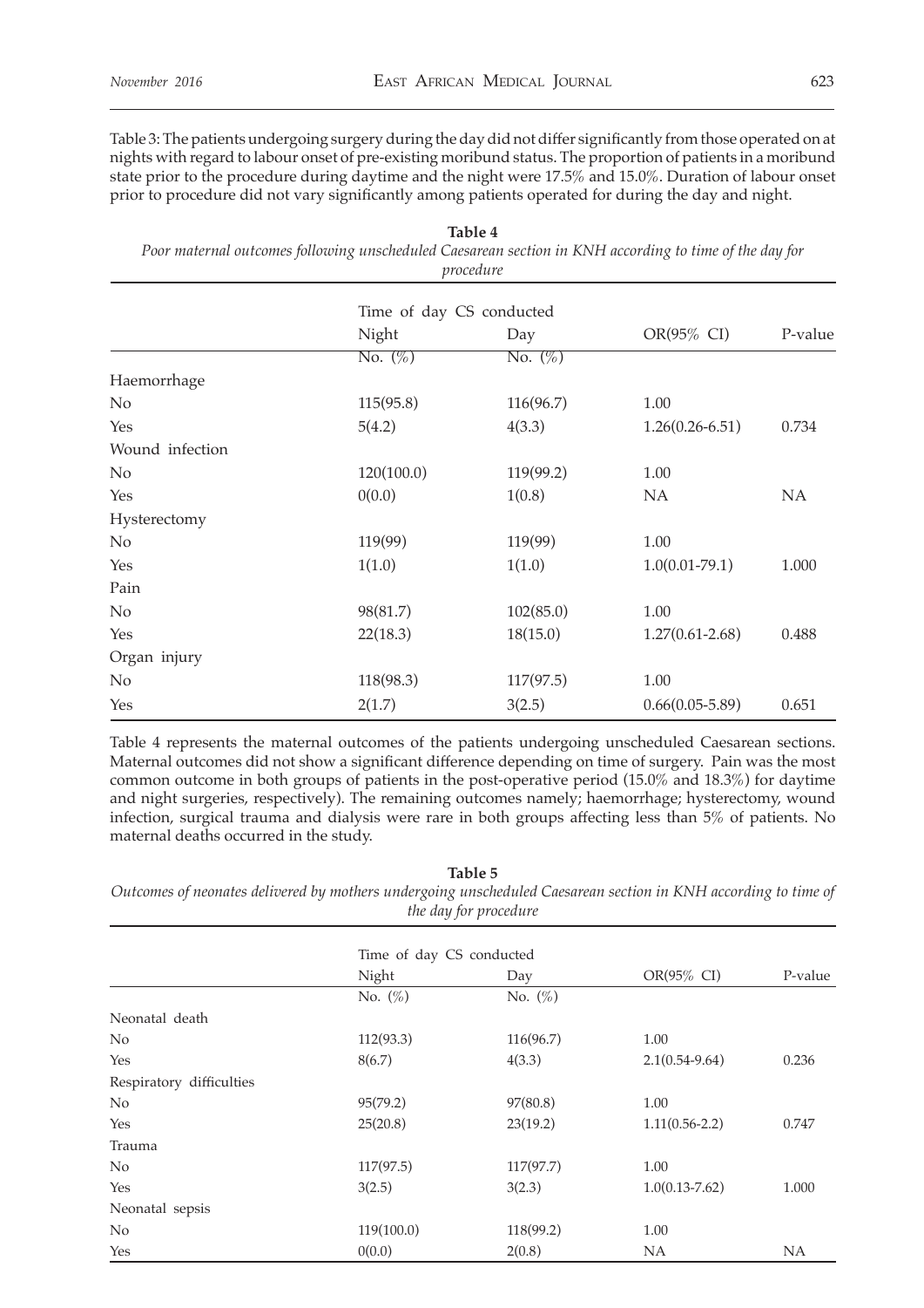Table 3: The patients undergoing surgery during the day did not differ significantly from those operated on at nights with regard to labour onset of pre-existing moribund status. The proportion of patients in a moribund state prior to the procedure during daytime and the night were 17.5% and 15.0%. Duration of labour onset prior to procedure did not vary significantly among patients operated for during the day and night.

**Table 4**

*Poor maternal outcomes following unscheduled Caesarean section in KNH according to time of the day for procedure*

| | Time of day CS conducted | | | |
|---|---|---|---|---|
| | Night | Day | OR(95% CI) | P-value |
| | No. (%) | No. (%) | | |
| Haemorrhage | | | | |
| No | 115(95.8) | 116(96.7) | 1.00 | |
| Yes | 5(4.2) | 4(3.3) | 1.26(0.26-6.51) | 0.734 |
| Wound infection | | | | |
| No | 120(100.0) | 119(99.2) | 1.00 | |
| Yes | 0(0.0) | 1(0.8) | NA | NA |
| Hysterectomy | | | | |
| No | 119(99) | 119(99) | 1.00 | |
| Yes | 1(1.0) | 1(1.0) | 1.0(0.01-79.1) | 1.000 |
| Pain | | | | |
| No | 98(81.7) | 102(85.0) | 1.00 | |
| Yes | 22(18.3) | 18(15.0) | 1.27(0.61-2.68) | 0.488 |
| Organ injury | | | | |
| No | 118(98.3) | 117(97.5) | 1.00 | |
| Yes | 2(1.7) | 3(2.5) | 0.66(0.05-5.89) | 0.651 |

Table 4 represents the maternal outcomes of the patients undergoing unscheduled Caesarean sections. Maternal outcomes did not show a significant difference depending on time of surgery. Pain was the most common outcome in both groups of patients in the post-operative period (15.0% and 18.3%) for daytime and night surgeries, respectively). The remaining outcomes namely; haemorrhage; hysterectomy, wound infection, surgical trauma and dialysis were rare in both groups affecting less than 5% of patients. No maternal deaths occurred in the study.

**Table 5**

*Outcomes of neonates delivered by mothers undergoing unscheduled Caesarean section in KNH according to time of the day for procedure*

| | Time of day CS conducted | | | |
|---|---|---|---|---|
| | Night | Day | OR(95% CI) | P-value |
| | No. (%) | No. (%) | | |
| Neonatal death | | | | |
| No | 112(93.3) | 116(96.7) | 1.00 | |
| Yes | 8(6.7) | 4(3.3) | 2.1(0.54-9.64) | 0.236 |
| Respiratory difficulties | | | | |
| No | 95(79.2) | 97(80.8) | 1.00 | |
| Yes | 25(20.8) | 23(19.2) | 1.11(0.56-2.2) | 0.747 |
| Trauma | | | | |
| No | 117(97.5) | 117(97.7) | 1.00 | |
| Yes | 3(2.5) | 3(2.3) | 1.0(0.13-7.62) | 1.000 |
| Neonatal sepsis | | | | |
| No | 119(100.0) | 118(99.2) | 1.00 | |
| Yes | 0(0.0) | 2(0.8) | NA | NA |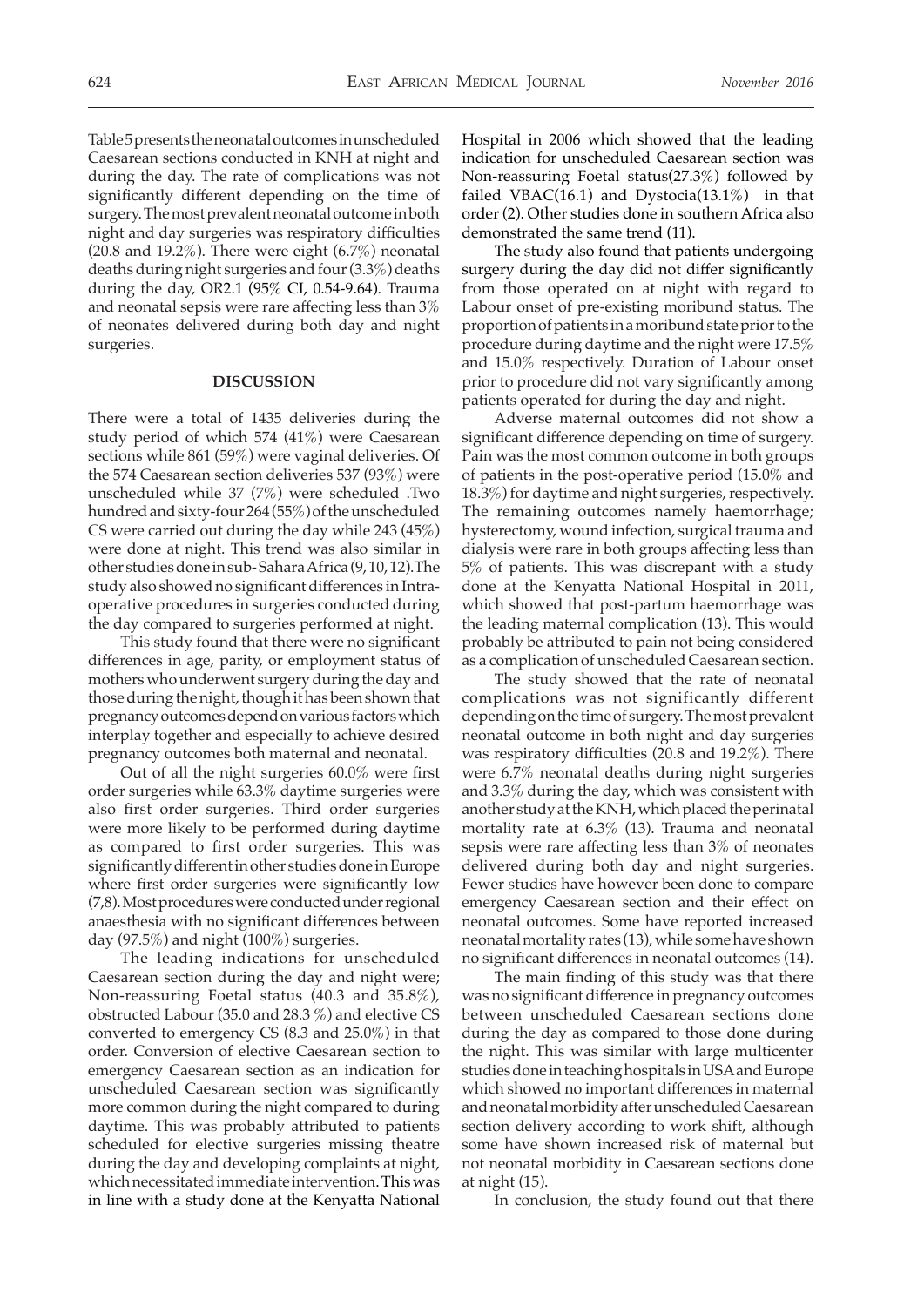Table 5 presents the neonatal outcomes in unscheduled Caesarean sections conducted in KNH at night and during the day. The rate of complications was not significantly different depending on the time of surgery. The most prevalent neonatal outcome in both night and day surgeries was respiratory difficulties (20.8 and 19.2%). There were eight (6.7%) neonatal deaths during night surgeries and four (3.3%) deaths during the day, OR2.1 (95% CI, 0.54-9.64). Trauma and neonatal sepsis were rare affecting less than 3% of neonates delivered during both day and night surgeries.

## DISCUSSION

There were a total of 1435 deliveries during the study period of which 574 (41%) were Caesarean sections while 861 (59%) were vaginal deliveries. Of the 574 Caesarean section deliveries 537 (93%) were unscheduled while 37 (7%) were scheduled .Two hundred and sixty-four 264 (55%) of the unscheduled CS were carried out during the day while 243 (45%) were done at night. This trend was also similar in other studies done in sub-Sahara Africa (9, 10, 12).The study also showed no significant differences in Intra-operative procedures in surgeries conducted during the day compared to surgeries performed at night.

This study found that there were no significant differences in age, parity, or employment status of mothers who underwent surgery during the day and those during the night, though it has been shown that pregnancy outcomes depend on various factors which interplay together and especially to achieve desired pregnancy outcomes both maternal and neonatal.

Out of all the night surgeries 60.0% were first order surgeries while 63.3% daytime surgeries were also first order surgeries. Third order surgeries were more likely to be performed during daytime as compared to first order surgeries. This was significantly different in other studies done in Europe where first order surgeries were significantly low (7,8). Most procedures were conducted under regional anaesthesia with no significant differences between day (97.5%) and night (100%) surgeries.

The leading indications for unscheduled Caesarean section during the day and night were; Non-reassuring Foetal status (40.3 and 35.8%), obstructed Labour (35.0 and 28.3 %) and elective CS converted to emergency CS (8.3 and 25.0%) in that order. Conversion of elective Caesarean section to emergency Caesarean section as an indication for unscheduled Caesarean section was significantly more common during the night compared to during daytime. This was probably attributed to patients scheduled for elective surgeries missing theatre during the day and developing complaints at night, which necessitated immediate intervention. This was in line with a study done at the Kenyatta National Hospital in 2006 which showed that the leading indication for unscheduled Caesarean section was Non-reassuring Foetal status(27.3%) followed by failed VBAC(16.1) and Dystocia(13.1%) in that order (2). Other studies done in southern Africa also demonstrated the same trend (11).

The study also found that patients undergoing surgery during the day did not differ significantly from those operated on at night with regard to Labour onset of pre-existing moribund status. The proportion of patients in a moribund state prior to the procedure during daytime and the night were 17.5% and 15.0% respectively. Duration of Labour onset prior to procedure did not vary significantly among patients operated for during the day and night.

Adverse maternal outcomes did not show a significant difference depending on time of surgery. Pain was the most common outcome in both groups of patients in the post-operative period (15.0% and 18.3%) for daytime and night surgeries, respectively. The remaining outcomes namely haemorrhage; hysterectomy, wound infection, surgical trauma and dialysis were rare in both groups affecting less than 5% of patients. This was discrepant with a study done at the Kenyatta National Hospital in 2011, which showed that post-partum haemorrhage was the leading maternal complication (13). This would probably be attributed to pain not being considered as a complication of unscheduled Caesarean section.

The study showed that the rate of neonatal complications was not significantly different depending on the time of surgery. The most prevalent neonatal outcome in both night and day surgeries was respiratory difficulties (20.8 and 19.2%). There were 6.7% neonatal deaths during night surgeries and 3.3% during the day, which was consistent with another study at the KNH, which placed the perinatal mortality rate at 6.3% (13). Trauma and neonatal sepsis were rare affecting less than 3% of neonates delivered during both day and night surgeries. Fewer studies have however been done to compare emergency Caesarean section and their effect on neonatal outcomes. Some have reported increased neonatal mortality rates (13), while some have shown no significant differences in neonatal outcomes (14).

The main finding of this study was that there was no significant difference in pregnancy outcomes between unscheduled Caesarean sections done during the day as compared to those done during the night. This was similar with large multicenter studies done in teaching hospitals in USA and Europe which showed no important differences in maternal and neonatal morbidity after unscheduled Caesarean section delivery according to work shift, although some have shown increased risk of maternal but not neonatal morbidity in Caesarean sections done at night (15).

In conclusion, the study found out that there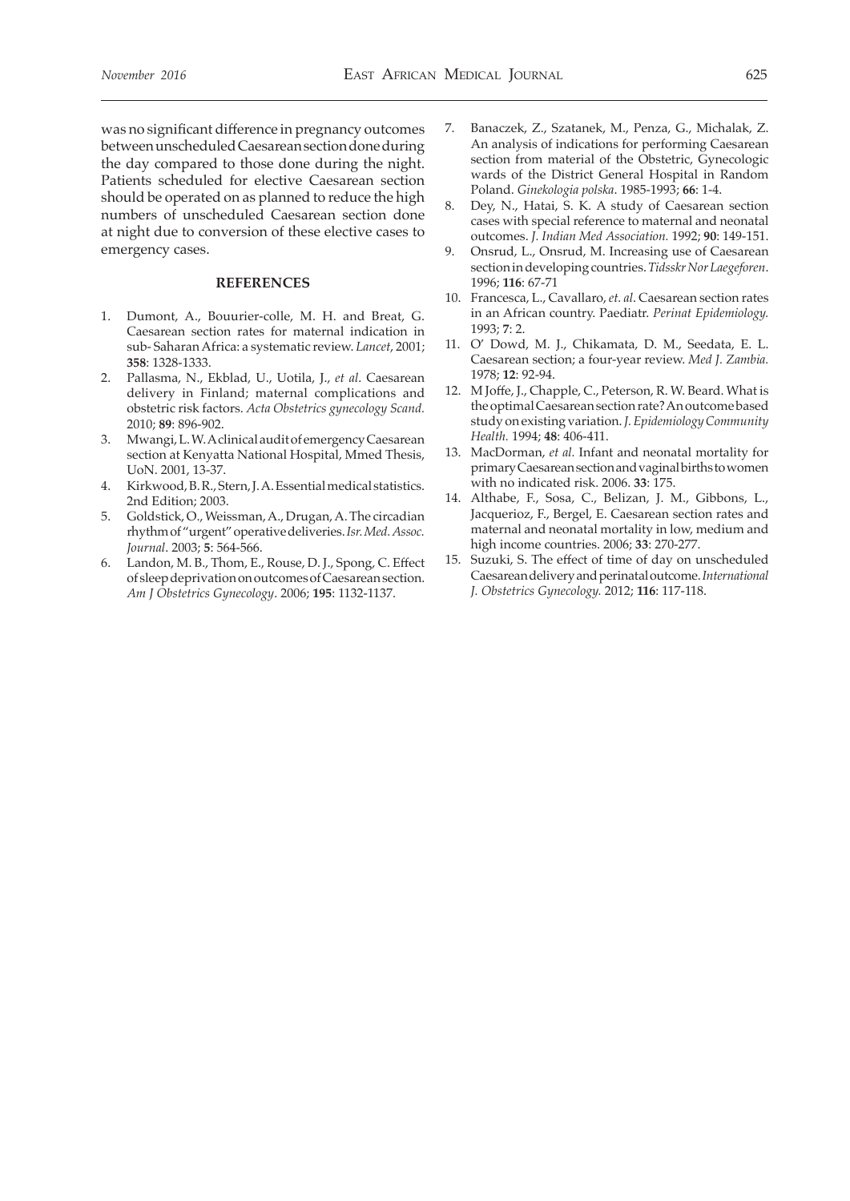was no significant difference in pregnancy outcomes between unscheduled Caesarean section done during the day compared to those done during the night. Patients scheduled for elective Caesarean section should be operated on as planned to reduce the high numbers of unscheduled Caesarean section done at night due to conversion of these elective cases to emergency cases.

## REFERENCES

1. Dumont, A., Bouurier-colle, M. H. and Breat, G. Caesarean section rates for maternal indication in sub- Saharan Africa: a systematic review. *Lancet*, 2001; **358**: 1328-1333.
2. Pallasma, N., Ekblad, U., Uotila, J., *et al*. Caesarean delivery in Finland; maternal complications and obstetric risk factors. *Acta Obstetrics gynecology Scand.* 2010; **89**: 896-902.
3. Mwangi, L. W. A clinical audit of emergency Caesarean section at Kenyatta National Hospital, Mmed Thesis, UoN. 2001, 13-37.
4. Kirkwood, B. R., Stern, J. A. Essential medical statistics. 2nd Edition; 2003.
5. Goldstick, O., Weissman, A., Drugan, A. The circadian rhythm of "urgent" operative deliveries. *Isr. Med. Assoc. Journal*. 2003; **5**: 564-566.
6. Landon, M. B., Thom, E., Rouse, D. J., Spong, C. Effect of sleep deprivation on outcomes of Caesarean section. *Am J Obstetrics Gynecology*. 2006; **195**: 1132-1137.
7. Banaczek, Z., Szatanek, M., Penza, G., Michalak, Z. An analysis of indications for performing Caesarean section from material of the Obstetric, Gynecologic wards of the District General Hospital in Random Poland. *Ginekologia polska*. 1985-1993; **66**: 1-4.
8. Dey, N., Hatai, S. K. A study of Caesarean section cases with special reference to maternal and neonatal outcomes. *J. Indian Med Association.* 1992; **90**: 149-151.
9. Onsrud, L., Onsrud, M. Increasing use of Caesarean section in developing countries. *Tidsskr Nor Laegeforen*. 1996; **116**: 67-71
10. Francesca, L., Cavallaro, *et. al*. Caesarean section rates in an African country. Paediatr. *Perinat Epidemiology.* 1993; **7**: 2.
11. O' Dowd, M. J., Chikamata, D. M., Seedata, E. L. Caesarean section; a four-year review. *Med J. Zambia.* 1978; **12**: 92-94.
12. M Joffe, J., Chapple, C., Peterson, R. W. Beard. What is the optimal Caesarean section rate? An outcome based study on existing variation. *J. Epidemiology Community Health.* 1994; **48**: 406-411.
13. MacDorman, *et al.* Infant and neonatal mortality for primary Caesarean section and vaginal births to women with no indicated risk. 2006. **33**: 175.
14. Althabe, F., Sosa, C., Belizan, J. M., Gibbons, L., Jacquerioz, F., Bergel, E. Caesarean section rates and maternal and neonatal mortality in low, medium and high income countries. 2006; **33**: 270-277.
15. Suzuki, S. The effect of time of day on unscheduled Caesarean delivery and perinatal outcome. *International J. Obstetrics Gynecology.* 2012; **116**: 117-118.